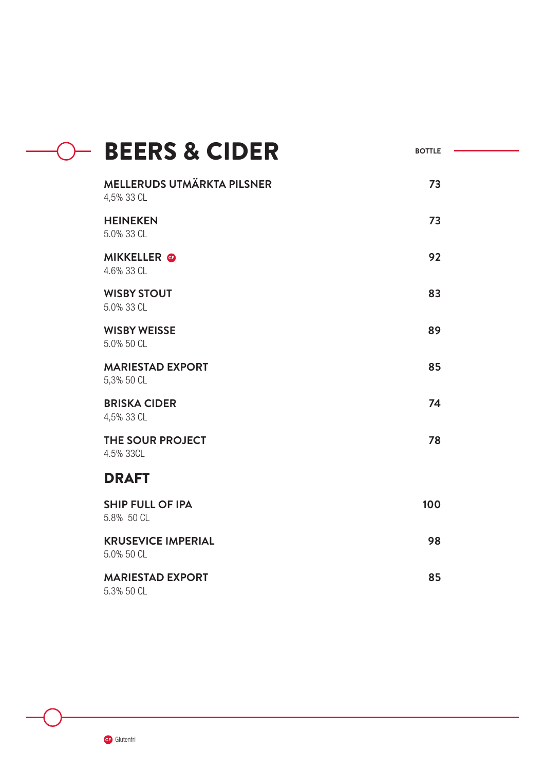# BEERS & CIDER

| | BOTTLE |
|---|---|
| **MELLERUDS UTMÄRKTA PILSNER**<br>4,5% 33 CL | 73 |
| **HEINEKEN**<br>5.0% 33 CL | 73 |
| **MIKKELLER** GF<br>4.6% 33 CL | 92 |
| **WISBY STOUT**<br>5.0% 33 CL | 83 |
| **WISBY WEISSE**<br>5.0% 50 CL | 89 |
| **MARIESTAD EXPORT**<br>5,3% 50 CL | 85 |
| **BRISKA CIDER**<br>4,5% 33 CL | 74 |
| **THE SOUR PROJECT**<br>4.5% 33CL | 78 |

## DRAFT

| | |
|---|---|
| **SHIP FULL OF IPA**<br>5.8% 50 CL | 100 |
| **KRUSEVICE IMPERIAL**<br>5.0% 50 CL | 98 |
| **MARIESTAD EXPORT**<br>5.3% 50 CL | 85 |

GF Glutenfri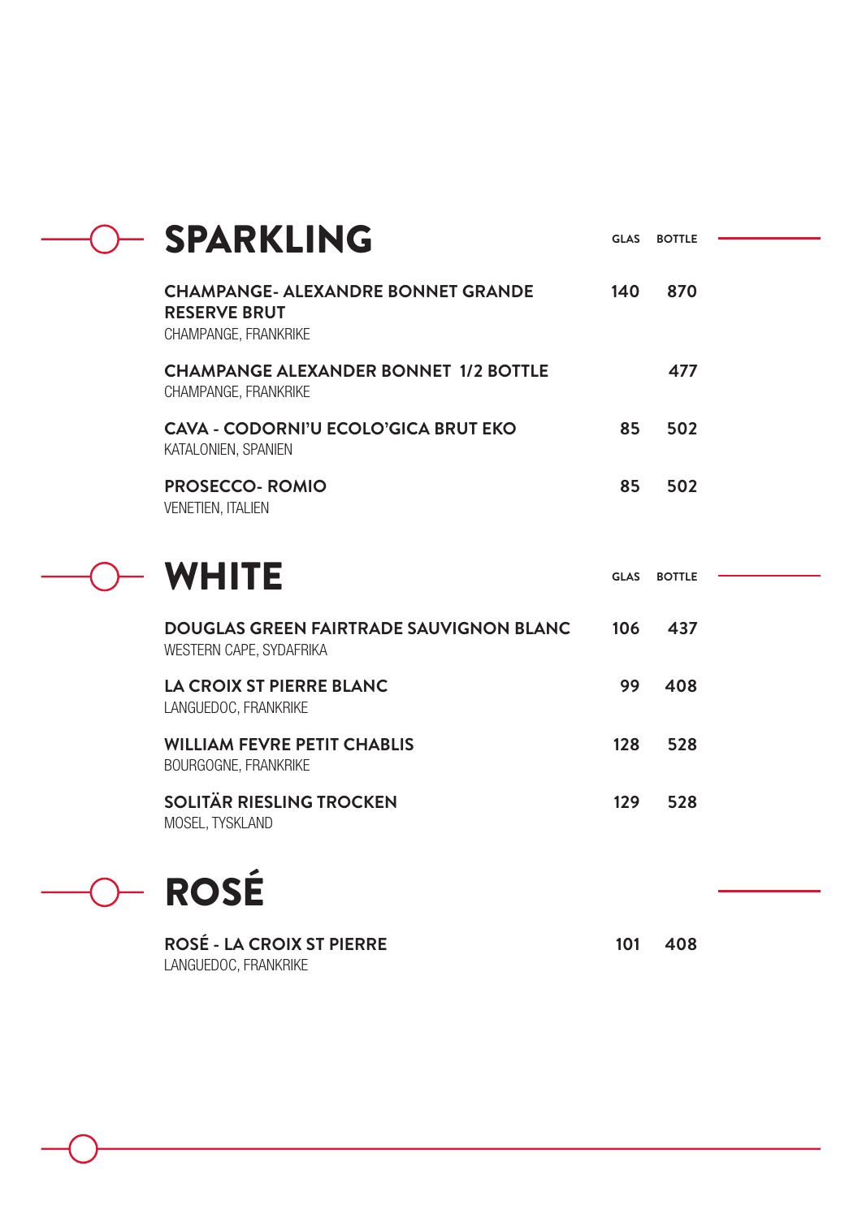## SPARKLING

| | GLAS | BOTTLE |
|---|---|---|
| **CHAMPANGE- ALEXANDRE BONNET GRANDE RESERVE BRUT**<br>CHAMPANGE, FRANKRIKE | 140 | 870 |
| **CHAMPANGE ALEXANDER BONNET 1/2 BOTTLE**<br>CHAMPANGE, FRANKRIKE | | 477 |
| **CAVA - CODORNI'U ECOLO'GICA BRUT EKO**<br>KATALONIEN, SPANIEN | 85 | 502 |
| **PROSECCO- ROMIO**<br>VENETIEN, ITALIEN | 85 | 502 |

## WHITE

| | GLAS | BOTTLE |
|---|---|---|
| **DOUGLAS GREEN FAIRTRADE SAUVIGNON BLANC**<br>WESTERN CAPE, SYDAFRIKA | 106 | 437 |
| **LA CROIX ST PIERRE BLANC**<br>LANGUEDOC, FRANKRIKE | 99 | 408 |
| **WILLIAM FEVRE PETIT CHABLIS**<br>BOURGOGNE, FRANKRIKE | 128 | 528 |
| **SOLITÄR RIESLING TROCKEN**<br>MOSEL, TYSKLAND | 129 | 528 |

## ROSÉ

| | | |
|---|---|---|
| **ROSÉ - LA CROIX ST PIERRE**<br>LANGUEDOC, FRANKRIKE | 101 | 408 |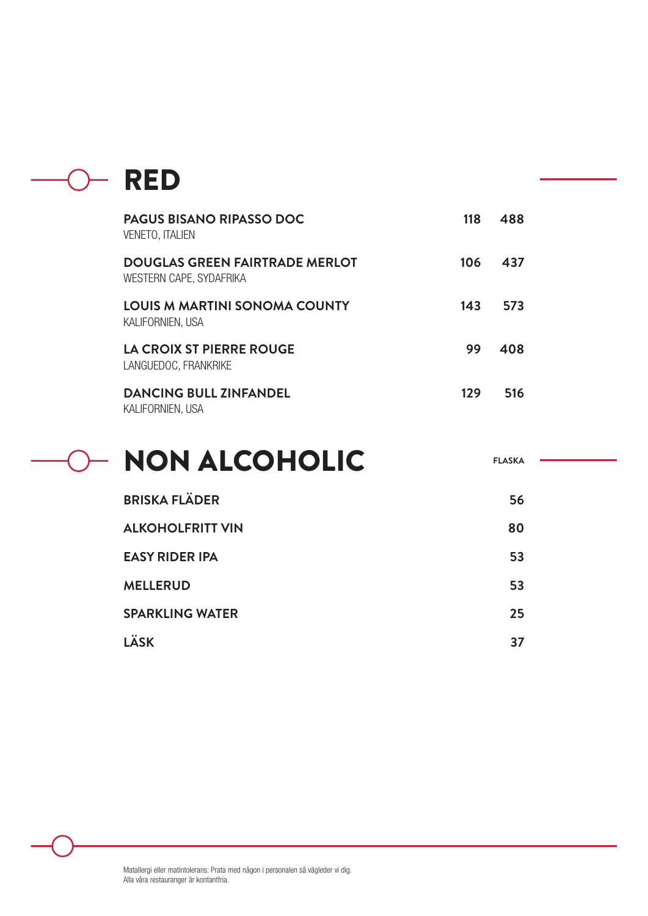## RED

| | | |
|---|---|---|
| **PAGUS BISANO RIPASSO DOC**<br>VENETO, ITALIEN | 118 | 488 |
| **DOUGLAS GREEN FAIRTRADE MERLOT**<br>WESTERN CAPE, SYDAFRIKA | 106 | 437 |
| **LOUIS M MARTINI SONOMA COUNTY**<br>KALIFORNIEN, USA | 143 | 573 |
| **LA CROIX ST PIERRE ROUGE**<br>LANGUEDOC, FRANKRIKE | 99 | 408 |
| **DANCING BULL ZINFANDEL**<br>KALIFORNIEN, USA | 129 | 516 |

## NON ALCOHOLIC

| | FLASKA |
|---|---|
| **BRISKA FLÄDER** | 56 |
| **ALKOHOLFRITT VIN** | 80 |
| **EASY RIDER IPA** | 53 |
| **MELLERUD** | 53 |
| **SPARKLING WATER** | 25 |
| **LÄSK** | 37 |

Matallergi eller matintolerans: Prata med någon i personalen så vägleder vi dig.
Alla våra restauranger är kontantfria.